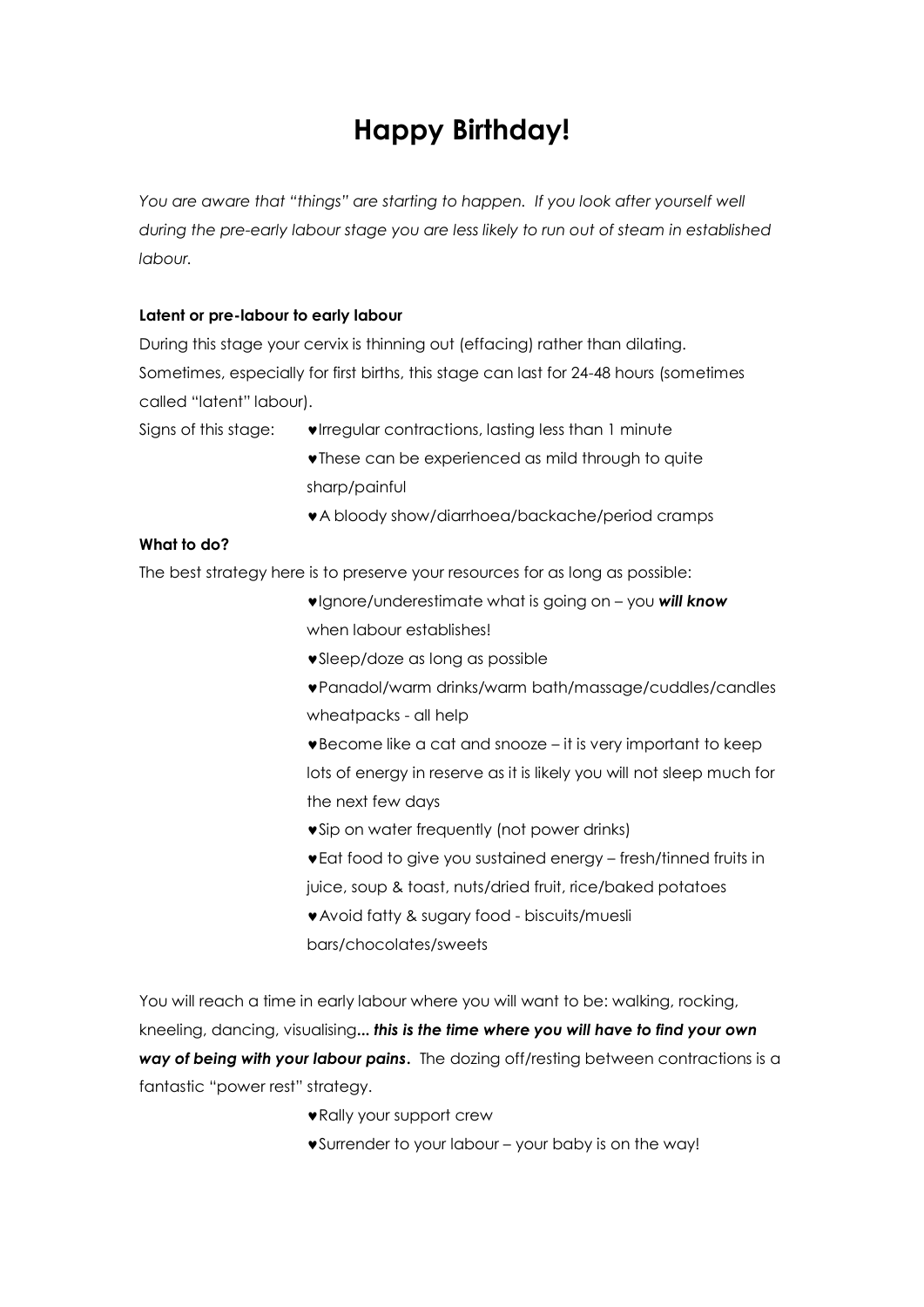# Happy Birthday!

*You are aware that "things" are starting to happen. If you look after yourself well during the pre-early labour stage you are less likely to run out of steam in established labour.*

**Latent or pre-labour to early labour**

During this stage your cervix is thinning out (effacing) rather than dilating. Sometimes, especially for first births, this stage can last for 24-48 hours (sometimes called "latent" labour).

Signs of this stage:

- ♥Irregular contractions, lasting less than 1 minute
- ♥These can be experienced as mild through to quite sharp/painful
- ♥A bloody show/diarrhoea/backache/period cramps

**What to do?**

The best strategy here is to preserve your resources for as long as possible:

- ♥Ignore/underestimate what is going on – you ***will know*** when labour establishes!
- ♥Sleep/doze as long as possible
- ♥Panadol/warm drinks/warm bath/massage/cuddles/candles wheatpacks - all help
- ♥Become like a cat and snooze – it is very important to keep lots of energy in reserve as it is likely you will not sleep much for the next few days
- ♥Sip on water frequently (not power drinks)
- ♥Eat food to give you sustained energy – fresh/tinned fruits in juice, soup & toast, nuts/dried fruit, rice/baked potatoes
- ♥Avoid fatty & sugary food - biscuits/muesli bars/chocolates/sweets

You will reach a time in early labour where you will want to be: walking, rocking, kneeling, dancing, visualising*... **this is the time where you will have to find your own way of being with your labour pains***. The dozing off/resting between contractions is a fantastic "power rest" strategy.

- ♥Rally your support crew
- ♥Surrender to your labour – your baby is on the way!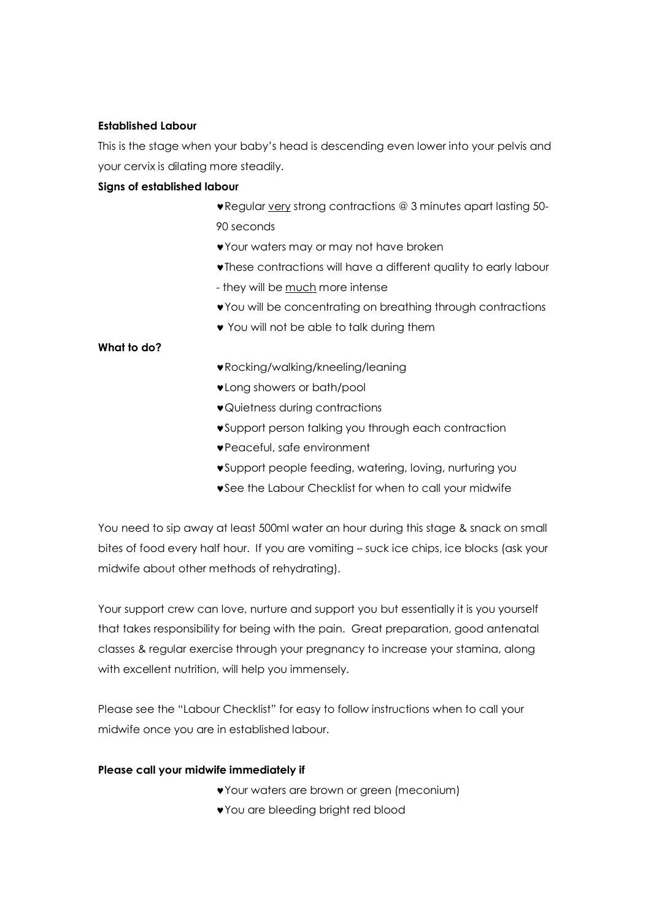**Established Labour**

This is the stage when your baby's head is descending even lower into your pelvis and your cervix is dilating more steadily.

**Signs of established labour**

- ♥Regular <u>very</u> strong contractions @ 3 minutes apart lasting 50-90 seconds
- ♥Your waters may or may not have broken
- ♥These contractions will have a different quality to early labour - they will be <u>much</u> more intense
- ♥You will be concentrating on breathing through contractions
- ♥ You will not be able to talk during them

**What to do?**

- ♥Rocking/walking/kneeling/leaning
- ♥Long showers or bath/pool
- ♥Quietness during contractions
- ♥Support person talking you through each contraction
- ♥Peaceful, safe environment
- ♥Support people feeding, watering, loving, nurturing you
- ♥See the Labour Checklist for when to call your midwife

You need to sip away at least 500ml water an hour during this stage & snack on small bites of food every half hour. If you are vomiting – suck ice chips, ice blocks (ask your midwife about other methods of rehydrating).

Your support crew can love, nurture and support you but essentially it is you yourself that takes responsibility for being with the pain. Great preparation, good antenatal classes & regular exercise through your pregnancy to increase your stamina, along with excellent nutrition, will help you immensely.

Please see the "Labour Checklist" for easy to follow instructions when to call your midwife once you are in established labour.

**Please call your midwife immediately if**

- ♥Your waters are brown or green (meconium)
- ♥You are bleeding bright red blood